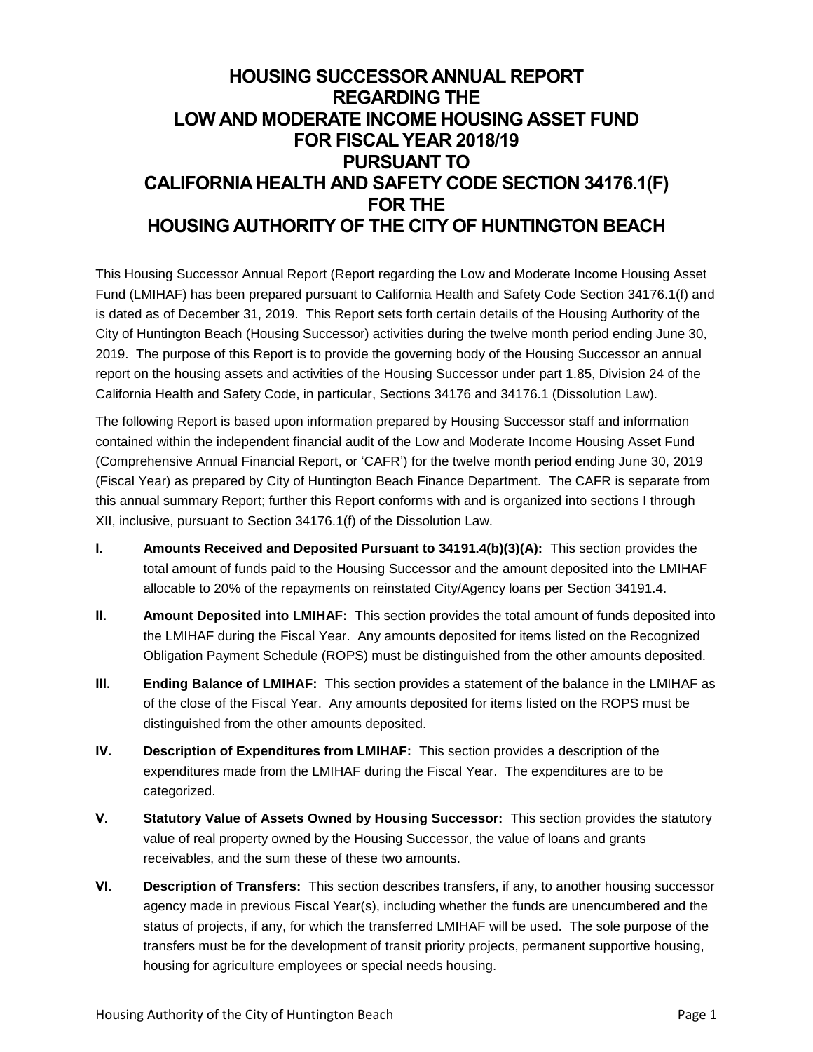# HOUSING SUCCESSOR ANNUAL REPORT REGARDING THE LOW AND MODERATE INCOME HOUSING ASSET FUND FOR FISCAL YEAR 2018/19 PURSUANT TO CALIFORNIA HEALTH AND SAFETY CODE SECTION 34176.1(F) FOR THE HOUSING AUTHORITY OF THE CITY OF HUNTINGTON BEACH

This Housing Successor Annual Report (Report regarding the Low and Moderate Income Housing Asset Fund (LMIHAF) has been prepared pursuant to California Health and Safety Code Section 34176.1(f) and is dated as of December 31, 2019. This Report sets forth certain details of the Housing Authority of the City of Huntington Beach (Housing Successor) activities during the twelve month period ending June 30, 2019. The purpose of this Report is to provide the governing body of the Housing Successor an annual report on the housing assets and activities of the Housing Successor under part 1.85, Division 24 of the California Health and Safety Code, in particular, Sections 34176 and 34176.1 (Dissolution Law).

The following Report is based upon information prepared by Housing Successor staff and information contained within the independent financial audit of the Low and Moderate Income Housing Asset Fund (Comprehensive Annual Financial Report, or 'CAFR') for the twelve month period ending June 30, 2019 (Fiscal Year) as prepared by City of Huntington Beach Finance Department. The CAFR is separate from this annual summary Report; further this Report conforms with and is organized into sections I through XII, inclusive, pursuant to Section 34176.1(f) of the Dissolution Law.

**I. Amounts Received and Deposited Pursuant to 34191.4(b)(3)(A):** This section provides the total amount of funds paid to the Housing Successor and the amount deposited into the LMIHAF allocable to 20% of the repayments on reinstated City/Agency loans per Section 34191.4.

**II. Amount Deposited into LMIHAF:** This section provides the total amount of funds deposited into the LMIHAF during the Fiscal Year. Any amounts deposited for items listed on the Recognized Obligation Payment Schedule (ROPS) must be distinguished from the other amounts deposited.

**III. Ending Balance of LMIHAF:** This section provides a statement of the balance in the LMIHAF as of the close of the Fiscal Year. Any amounts deposited for items listed on the ROPS must be distinguished from the other amounts deposited.

**IV. Description of Expenditures from LMIHAF:** This section provides a description of the expenditures made from the LMIHAF during the Fiscal Year. The expenditures are to be categorized.

**V. Statutory Value of Assets Owned by Housing Successor:** This section provides the statutory value of real property owned by the Housing Successor, the value of loans and grants receivables, and the sum these of these two amounts.

**VI. Description of Transfers:** This section describes transfers, if any, to another housing successor agency made in previous Fiscal Year(s), including whether the funds are unencumbered and the status of projects, if any, for which the transferred LMIHAF will be used. The sole purpose of the transfers must be for the development of transit priority projects, permanent supportive housing, housing for agriculture employees or special needs housing.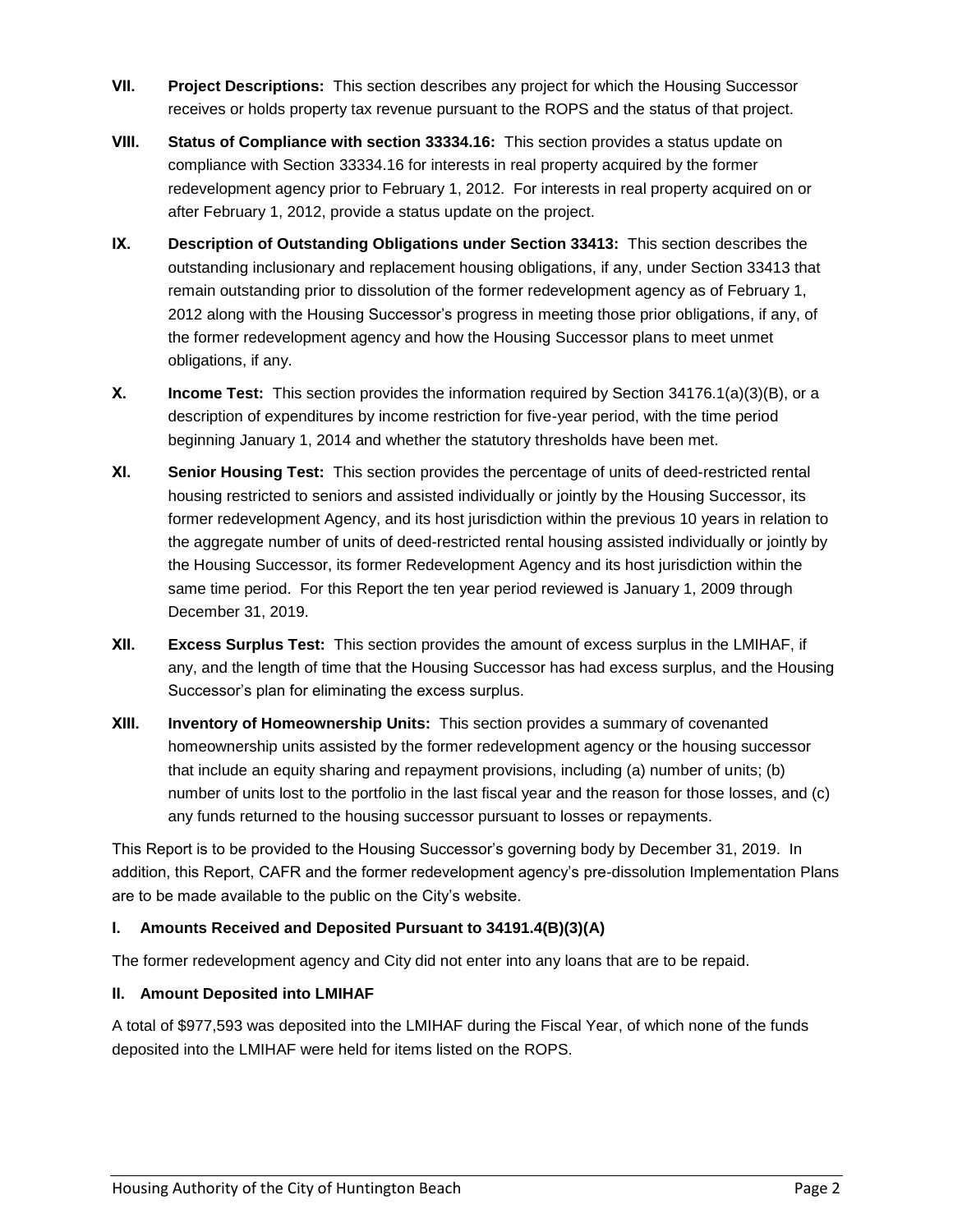**VII. Project Descriptions:** This section describes any project for which the Housing Successor receives or holds property tax revenue pursuant to the ROPS and the status of that project.

**VIII. Status of Compliance with section 33334.16:** This section provides a status update on compliance with Section 33334.16 for interests in real property acquired by the former redevelopment agency prior to February 1, 2012. For interests in real property acquired on or after February 1, 2012, provide a status update on the project.

**IX. Description of Outstanding Obligations under Section 33413:** This section describes the outstanding inclusionary and replacement housing obligations, if any, under Section 33413 that remain outstanding prior to dissolution of the former redevelopment agency as of February 1, 2012 along with the Housing Successor's progress in meeting those prior obligations, if any, of the former redevelopment agency and how the Housing Successor plans to meet unmet obligations, if any.

**X. Income Test:** This section provides the information required by Section 34176.1(a)(3)(B), or a description of expenditures by income restriction for five-year period, with the time period beginning January 1, 2014 and whether the statutory thresholds have been met.

**XI. Senior Housing Test:** This section provides the percentage of units of deed-restricted rental housing restricted to seniors and assisted individually or jointly by the Housing Successor, its former redevelopment Agency, and its host jurisdiction within the previous 10 years in relation to the aggregate number of units of deed-restricted rental housing assisted individually or jointly by the Housing Successor, its former Redevelopment Agency and its host jurisdiction within the same time period. For this Report the ten year period reviewed is January 1, 2009 through December 31, 2019.

**XII. Excess Surplus Test:** This section provides the amount of excess surplus in the LMIHAF, if any, and the length of time that the Housing Successor has had excess surplus, and the Housing Successor's plan for eliminating the excess surplus.

**XIII. Inventory of Homeownership Units:** This section provides a summary of covenanted homeownership units assisted by the former redevelopment agency or the housing successor that include an equity sharing and repayment provisions, including (a) number of units; (b) number of units lost to the portfolio in the last fiscal year and the reason for those losses, and (c) any funds returned to the housing successor pursuant to losses or repayments.

This Report is to be provided to the Housing Successor's governing body by December 31, 2019. In addition, this Report, CAFR and the former redevelopment agency's pre-dissolution Implementation Plans are to be made available to the public on the City's website.

### I. Amounts Received and Deposited Pursuant to 34191.4(B)(3)(A)

The former redevelopment agency and City did not enter into any loans that are to be repaid.

### II. Amount Deposited into LMIHAF

A total of $977,593 was deposited into the LMIHAF during the Fiscal Year, of which none of the funds deposited into the LMIHAF were held for items listed on the ROPS.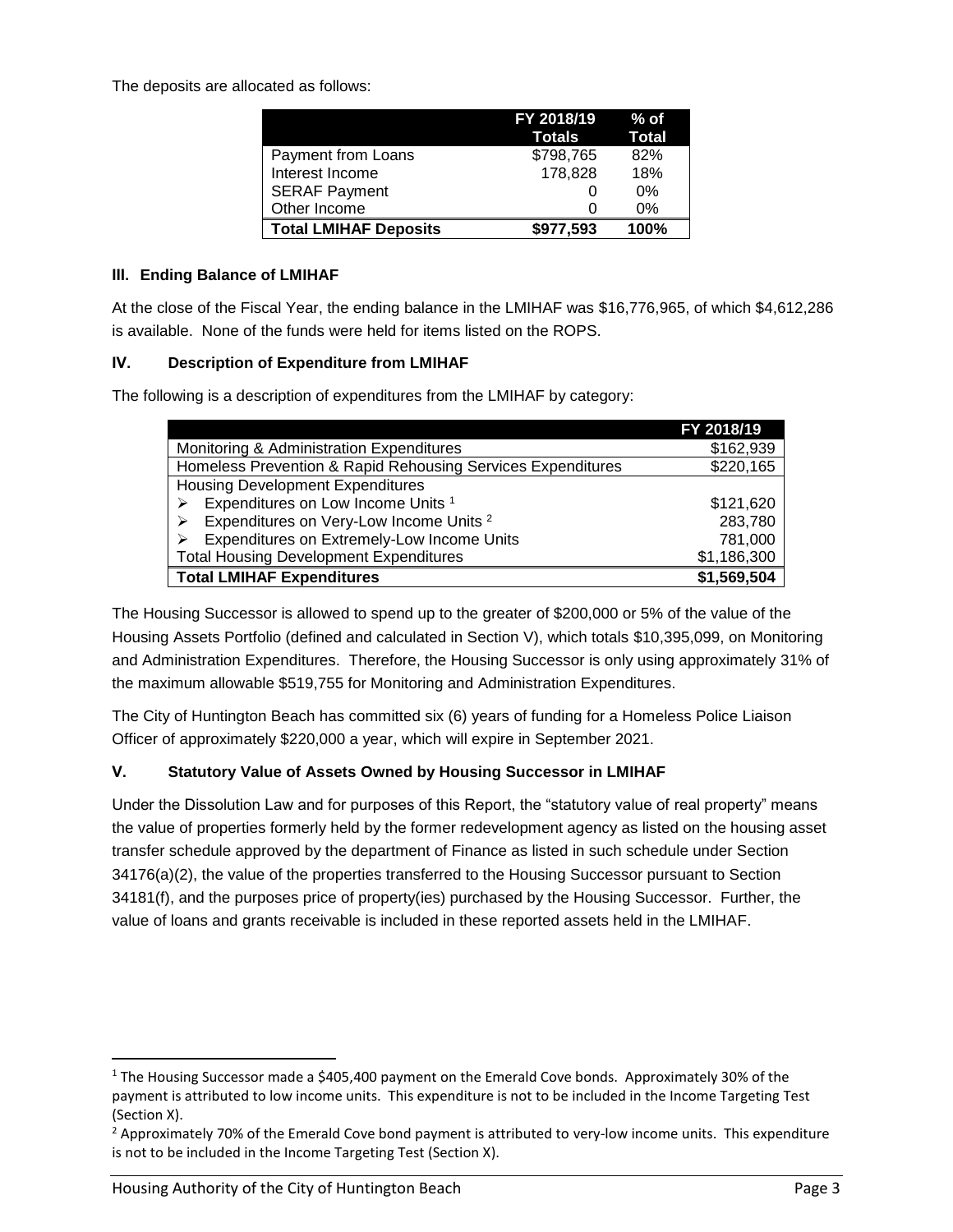The deposits are allocated as follows:

| | FY 2018/19 Totals | % of Total |
|---|---|---|
| Payment from Loans | $798,765 | 82% |
| Interest Income | 178,828 | 18% |
| SERAF Payment | 0 | 0% |
| Other Income | 0 | 0% |
| **Total LMIHAF Deposits** | **$977,593** | **100%** |

### III. Ending Balance of LMIHAF

At the close of the Fiscal Year, the ending balance in the LMIHAF was $16,776,965, of which $4,612,286 is available. None of the funds were held for items listed on the ROPS.

### IV. Description of Expenditure from LMIHAF

The following is a description of expenditures from the LMIHAF by category:

| | FY 2018/19 |
|---|---|
| Monitoring & Administration Expenditures | $162,939 |
| Homeless Prevention & Rapid Rehousing Services Expenditures | $220,165 |
| Housing Development Expenditures | |
| ➢ Expenditures on Low Income Units [1] | $121,620 |
| ➢ Expenditures on Very-Low Income Units [2] | 283,780 |
| ➢ Expenditures on Extremely-Low Income Units | 781,000 |
| Total Housing Development Expenditures | $1,186,300 |
| **Total LMIHAF Expenditures** | **$1,569,504** |

The Housing Successor is allowed to spend up to the greater of $200,000 or 5% of the value of the Housing Assets Portfolio (defined and calculated in Section V), which totals $10,395,099, on Monitoring and Administration Expenditures. Therefore, the Housing Successor is only using approximately 31% of the maximum allowable $519,755 for Monitoring and Administration Expenditures.

The City of Huntington Beach has committed six (6) years of funding for a Homeless Police Liaison Officer of approximately $220,000 a year, which will expire in September 2021.

### V. Statutory Value of Assets Owned by Housing Successor in LMIHAF

Under the Dissolution Law and for purposes of this Report, the "statutory value of real property" means the value of properties formerly held by the former redevelopment agency as listed on the housing asset transfer schedule approved by the department of Finance as listed in such schedule under Section 34176(a)(2), the value of the properties transferred to the Housing Successor pursuant to Section 34181(f), and the purposes price of property(ies) purchased by the Housing Successor. Further, the value of loans and grants receivable is included in these reported assets held in the LMIHAF.

---

[1] The Housing Successor made a $405,400 payment on the Emerald Cove bonds. Approximately 30% of the payment is attributed to low income units. This expenditure is not to be included in the Income Targeting Test (Section X).

[2] Approximately 70% of the Emerald Cove bond payment is attributed to very-low income units. This expenditure is not to be included in the Income Targeting Test (Section X).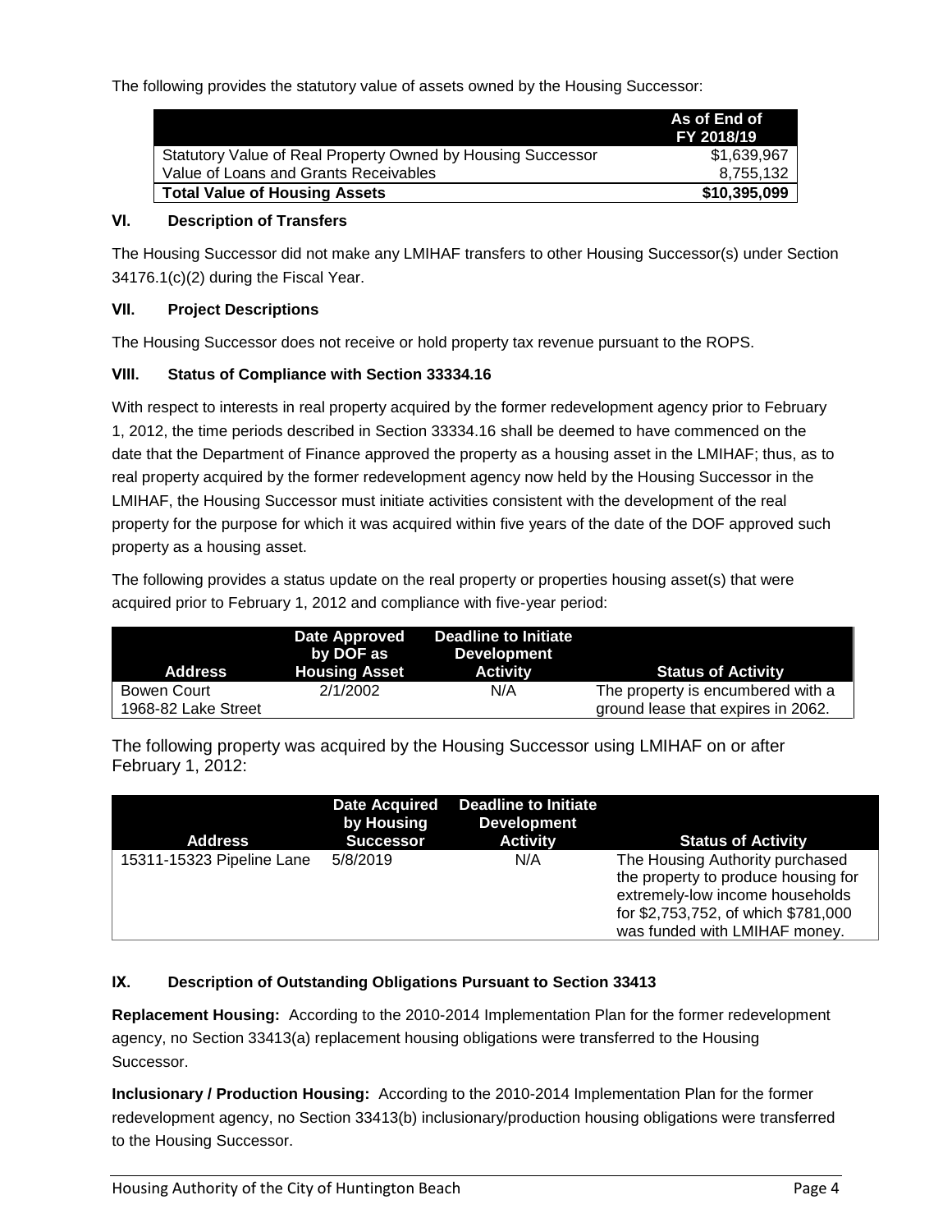The following provides the statutory value of assets owned by the Housing Successor:

| | As of End of FY 2018/19 |
|---|---|
| Statutory Value of Real Property Owned by Housing Successor | $1,639,967 |
| Value of Loans and Grants Receivables | 8,755,132 |
| **Total Value of Housing Assets** | **$10,395,099** |

### VI. Description of Transfers

The Housing Successor did not make any LMIHAF transfers to other Housing Successor(s) under Section 34176.1(c)(2) during the Fiscal Year.

### VII. Project Descriptions

The Housing Successor does not receive or hold property tax revenue pursuant to the ROPS.

### VIII. Status of Compliance with Section 33334.16

With respect to interests in real property acquired by the former redevelopment agency prior to February 1, 2012, the time periods described in Section 33334.16 shall be deemed to have commenced on the date that the Department of Finance approved the property as a housing asset in the LMIHAF; thus, as to real property acquired by the former redevelopment agency now held by the Housing Successor in the LMIHAF, the Housing Successor must initiate activities consistent with the development of the real property for the purpose for which it was acquired within five years of the date of the DOF approved such property as a housing asset.

The following provides a status update on the real property or properties housing asset(s) that were acquired prior to February 1, 2012 and compliance with five-year period:

| Address | Date Approved by DOF as Housing Asset | Deadline to Initiate Development Activity | Status of Activity |
|---|---|---|---|
| Bowen Court 1968-82 Lake Street | 2/1/2002 | N/A | The property is encumbered with a ground lease that expires in 2062. |

The following property was acquired by the Housing Successor using LMIHAF on or after February 1, 2012:

| Address | Date Acquired by Housing Successor | Deadline to Initiate Development Activity | Status of Activity |
|---|---|---|---|
| 15311-15323 Pipeline Lane | 5/8/2019 | N/A | The Housing Authority purchased the property to produce housing for extremely-low income households for $2,753,752, of which $781,000 was funded with LMIHAF money. |

### IX. Description of Outstanding Obligations Pursuant to Section 33413

**Replacement Housing:** According to the 2010-2014 Implementation Plan for the former redevelopment agency, no Section 33413(a) replacement housing obligations were transferred to the Housing Successor.

**Inclusionary / Production Housing:** According to the 2010-2014 Implementation Plan for the former redevelopment agency, no Section 33413(b) inclusionary/production housing obligations were transferred to the Housing Successor.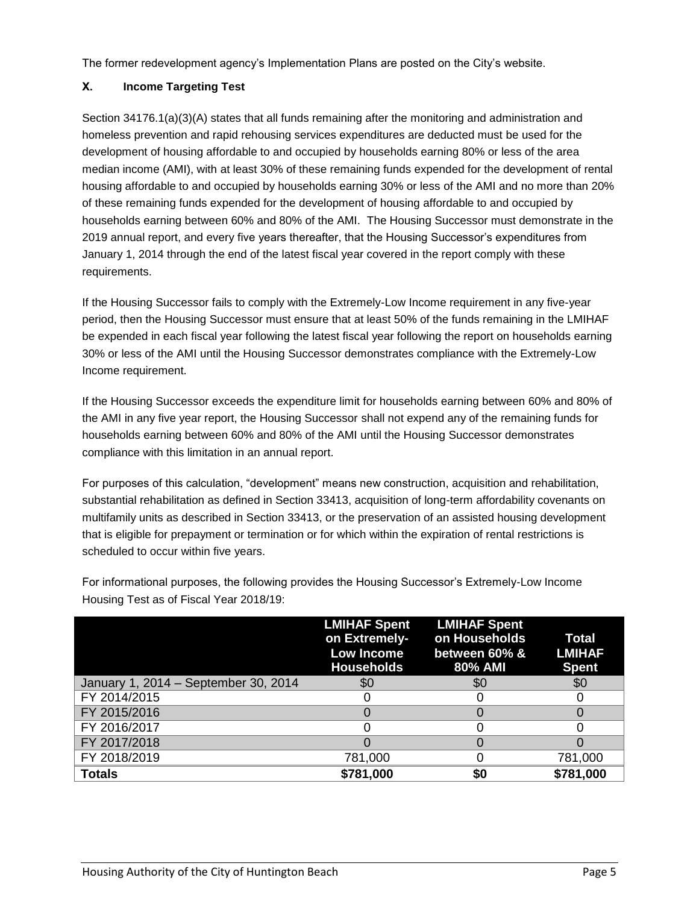The former redevelopment agency's Implementation Plans are posted on the City's website.

## X. Income Targeting Test

Section 34176.1(a)(3)(A) states that all funds remaining after the monitoring and administration and homeless prevention and rapid rehousing services expenditures are deducted must be used for the development of housing affordable to and occupied by households earning 80% or less of the area median income (AMI), with at least 30% of these remaining funds expended for the development of rental housing affordable to and occupied by households earning 30% or less of the AMI and no more than 20% of these remaining funds expended for the development of housing affordable to and occupied by households earning between 60% and 80% of the AMI. The Housing Successor must demonstrate in the 2019 annual report, and every five years thereafter, that the Housing Successor's expenditures from January 1, 2014 through the end of the latest fiscal year covered in the report comply with these requirements.

If the Housing Successor fails to comply with the Extremely-Low Income requirement in any five-year period, then the Housing Successor must ensure that at least 50% of the funds remaining in the LMIHAF be expended in each fiscal year following the latest fiscal year following the report on households earning 30% or less of the AMI until the Housing Successor demonstrates compliance with the Extremely-Low Income requirement.

If the Housing Successor exceeds the expenditure limit for households earning between 60% and 80% of the AMI in any five year report, the Housing Successor shall not expend any of the remaining funds for households earning between 60% and 80% of the AMI until the Housing Successor demonstrates compliance with this limitation in an annual report.

For purposes of this calculation, "development" means new construction, acquisition and rehabilitation, substantial rehabilitation as defined in Section 33413, acquisition of long-term affordability covenants on multifamily units as described in Section 33413, or the preservation of an assisted housing development that is eligible for prepayment or termination or for which within the expiration of rental restrictions is scheduled to occur within five years.

For informational purposes, the following provides the Housing Successor's Extremely-Low Income Housing Test as of Fiscal Year 2018/19:

| | LMIHAF Spent on Extremely-Low Income Households | LMIHAF Spent on Households between 60% & 80% AMI | Total LMIHAF Spent |
|---|---|---|---|
| January 1, 2014 – September 30, 2014 | $0 | $0 | $0 |
| FY 2014/2015 | 0 | 0 | 0 |
| FY 2015/2016 | 0 | 0 | 0 |
| FY 2016/2017 | 0 | 0 | 0 |
| FY 2017/2018 | 0 | 0 | 0 |
| FY 2018/2019 | 781,000 | 0 | 781,000 |
| **Totals** | **$781,000** | **$0** | **$781,000** |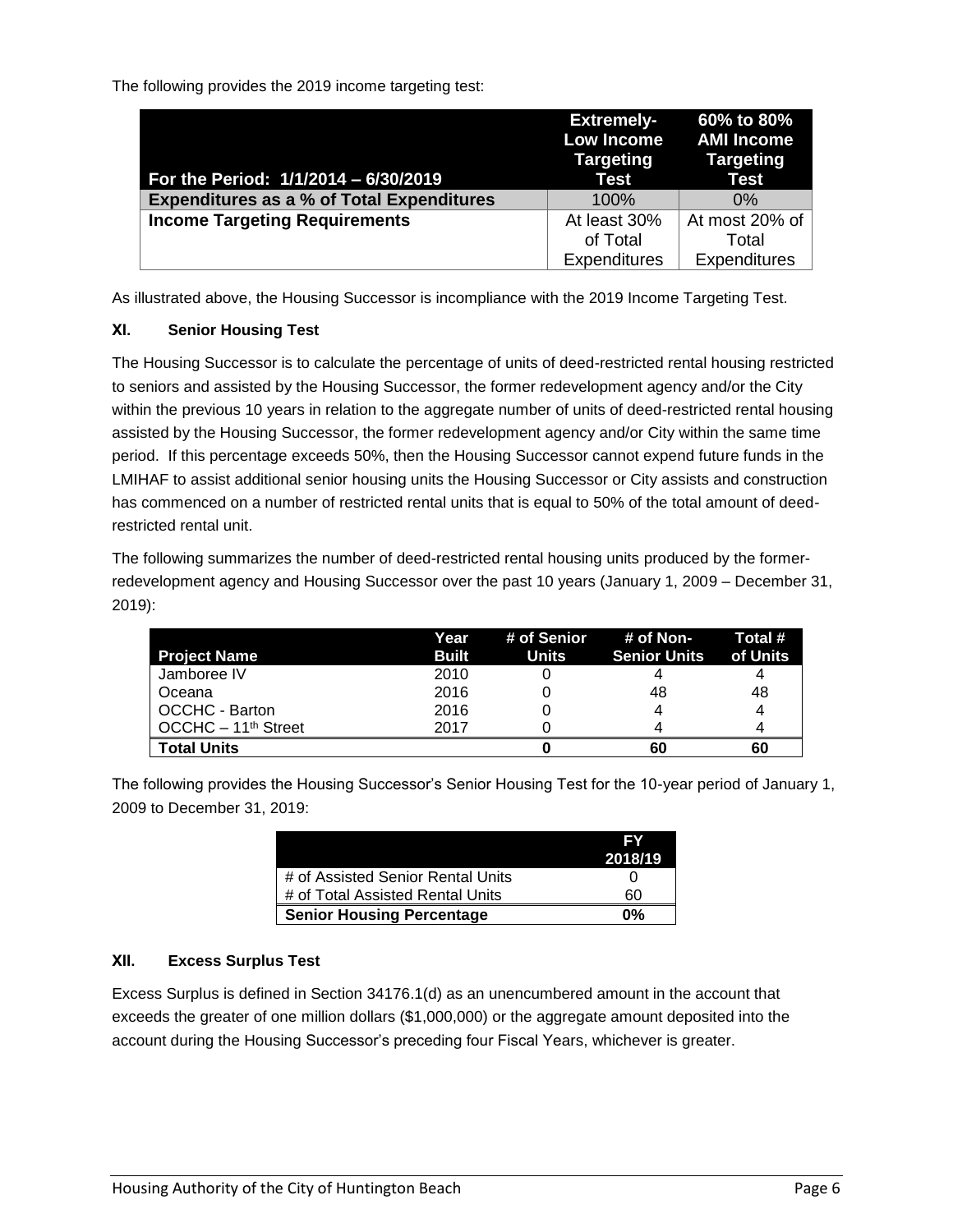The following provides the 2019 income targeting test:

| For the Period: 1/1/2014 – 6/30/2019 | Extremely-Low Income Targeting Test | 60% to 80% AMI Income Targeting Test |
|---|---|---|
| **Expenditures as a % of Total Expenditures** | 100% | 0% |
| **Income Targeting Requirements** | At least 30% of Total Expenditures | At most 20% of Total Expenditures |

As illustrated above, the Housing Successor is incompliance with the 2019 Income Targeting Test.

### XI. Senior Housing Test

The Housing Successor is to calculate the percentage of units of deed-restricted rental housing restricted to seniors and assisted by the Housing Successor, the former redevelopment agency and/or the City within the previous 10 years in relation to the aggregate number of units of deed-restricted rental housing assisted by the Housing Successor, the former redevelopment agency and/or City within the same time period. If this percentage exceeds 50%, then the Housing Successor cannot expend future funds in the LMIHAF to assist additional senior housing units the Housing Successor or City assists and construction has commenced on a number of restricted rental units that is equal to 50% of the total amount of deed-restricted rental unit.

The following summarizes the number of deed-restricted rental housing units produced by the former-redevelopment agency and Housing Successor over the past 10 years (January 1, 2009 – December 31, 2019):

| Project Name | Year Built | # of Senior Units | # of Non-Senior Units | Total # of Units |
|---|---|---|---|---|
| Jamboree IV | 2010 | 0 | 4 | 4 |
| Oceana | 2016 | 0 | 48 | 48 |
| OCCHC - Barton | 2016 | 0 | 4 | 4 |
| OCCHC – 11th Street | 2017 | 0 | 4 | 4 |
| **Total Units** | | **0** | **60** | **60** |

The following provides the Housing Successor's Senior Housing Test for the 10-year period of January 1, 2009 to December 31, 2019:

| | FY 2018/19 |
|---|---|
| # of Assisted Senior Rental Units | 0 |
| # of Total Assisted Rental Units | 60 |
| **Senior Housing Percentage** | **0%** |

### XII. Excess Surplus Test

Excess Surplus is defined in Section 34176.1(d) as an unencumbered amount in the account that exceeds the greater of one million dollars ($1,000,000) or the aggregate amount deposited into the account during the Housing Successor's preceding four Fiscal Years, whichever is greater.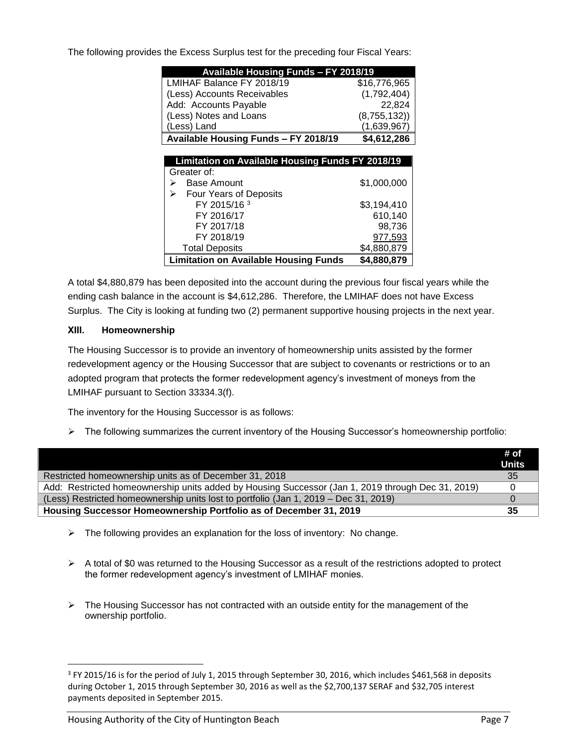The following provides the Excess Surplus test for the preceding four Fiscal Years:

| Available Housing Funds – FY 2018/19 | |
|---|---|
| LMIHAF Balance FY 2018/19 | $16,776,965 |
| (Less) Accounts Receivables | (1,792,404) |
| Add: Accounts Payable | 22,824 |
| (Less) Notes and Loans | (8,755,132)) |
| (Less) Land | (1,639,967) |
| **Available Housing Funds – FY 2018/19** | **$4,612,286** |

| Limitation on Available Housing Funds FY 2018/19 | |
|---|---|
| Greater of: | |
| ➢ Base Amount | $1,000,000 |
| ➢ Four Years of Deposits | |
| FY 2015/16 [3] | $3,194,410 |
| FY 2016/17 | 610,140 |
| FY 2017/18 | 98,736 |
| FY 2018/19 | 977,593 |
| Total Deposits | $4,880,879 |
| **Limitation on Available Housing Funds** | **$4,880,879** |

A total $4,880,879 has been deposited into the account during the previous four fiscal years while the ending cash balance in the account is $4,612,286. Therefore, the LMIHAF does not have Excess Surplus. The City is looking at funding two (2) permanent supportive housing projects in the next year.

### XIII. Homeownership

The Housing Successor is to provide an inventory of homeownership units assisted by the former redevelopment agency or the Housing Successor that are subject to covenants or restrictions or to an adopted program that protects the former redevelopment agency's investment of moneys from the LMIHAF pursuant to Section 33334.3(f).

The inventory for the Housing Successor is as follows:

- The following summarizes the current inventory of the Housing Successor's homeownership portfolio:

| | # of Units |
|---|---|
| Restricted homeownership units as of December 31, 2018 | 35 |
| Add: Restricted homeownership units added by Housing Successor (Jan 1, 2019 through Dec 31, 2019) | 0 |
| (Less) Restricted homeownership units lost to portfolio (Jan 1, 2019 – Dec 31, 2019) | 0 |
| **Housing Successor Homeownership Portfolio as of December 31, 2019** | **35** |

- The following provides an explanation for the loss of inventory: No change.
- A total of $0 was returned to the Housing Successor as a result of the restrictions adopted to protect the former redevelopment agency's investment of LMIHAF monies.
- The Housing Successor has not contracted with an outside entity for the management of the ownership portfolio.

[3] FY 2015/16 is for the period of July 1, 2015 through September 30, 2016, which includes $461,568 in deposits during October 1, 2015 through September 30, 2016 as well as the $2,700,137 SERAF and $32,705 interest payments deposited in September 2015.